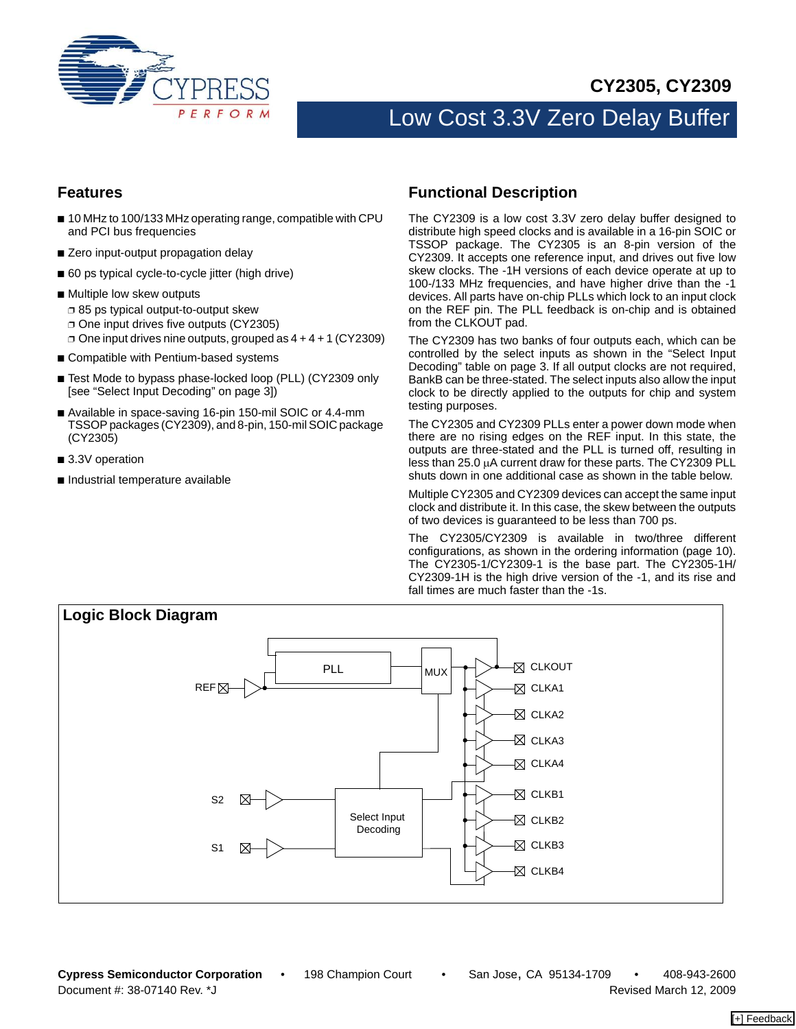# CY2305, CY2309

# Low Cost 3.3V Zero Delay Buffer

## Features

- 10 MHz to 100/133 MHz operating range, compatible with CPU and PCI bus frequencies
- Zero input-output propagation delay
- 60 ps typical cycle-to-cycle jitter (high drive)
- Multiple low skew outputs
  - 85 ps typical output-to-output skew
  - One input drives five outputs (CY2305)
  - One input drives nine outputs, grouped as 4 + 4 + 1 (CY2309)
- Compatible with Pentium-based systems
- Test Mode to bypass phase-locked loop (PLL) (CY2309 only [see “Select Input Decoding” on page 3])
- Available in space-saving 16-pin 150-mil SOIC or 4.4-mm TSSOP packages (CY2309), and 8-pin, 150-mil SOIC package (CY2305)
- 3.3V operation
- Industrial temperature available

## Functional Description

The CY2309 is a low cost 3.3V zero delay buffer designed to distribute high speed clocks and is available in a 16-pin SOIC or TSSOP package. The CY2305 is an 8-pin version of the CY2309. It accepts one reference input, and drives out five low skew clocks. The -1H versions of each device operate at up to 100-/133 MHz frequencies, and have higher drive than the -1 devices. All parts have on-chip PLLs which lock to an input clock on the REF pin. The PLL feedback is on-chip and is obtained from the CLKOUT pad.

The CY2309 has two banks of four outputs each, which can be controlled by the select inputs as shown in the “Select Input Decoding” table on page 3. If all output clocks are not required, BankB can be three-stated. The select inputs also allow the input clock to be directly applied to the outputs for chip and system testing purposes.

The CY2305 and CY2309 PLLs enter a power down mode when there are no rising edges on the REF input. In this state, the outputs are three-stated and the PLL is turned off, resulting in less than 25.0 μA current draw for these parts. The CY2309 PLL shuts down in one additional case as shown in the table below.

Multiple CY2305 and CY2309 devices can accept the same input clock and distribute it. In this case, the skew between the outputs of two devices is guaranteed to be less than 700 ps.

The CY2305/CY2309 is available in two/three different configurations, as shown in the ordering information (page 10). The CY2305-1/CY2309-1 is the base part. The CY2305-1H/CY2309-1H is the high drive version of the -1, and its rise and fall times are much faster than the -1s.

## Logic Block Diagram

REF, PLL, MUX, CLKOUT, CLKA1, CLKA2, CLKA3, CLKA4, CLKB1, CLKB2, CLKB3, CLKB4, S2, S1, Select Input Decoding

Cypress Semiconductor Corporation • 198 Champion Court • San Jose, CA 95134-1709 • 408-943-2600
Document #: 38-07140 Rev. *J Revised March 12, 2009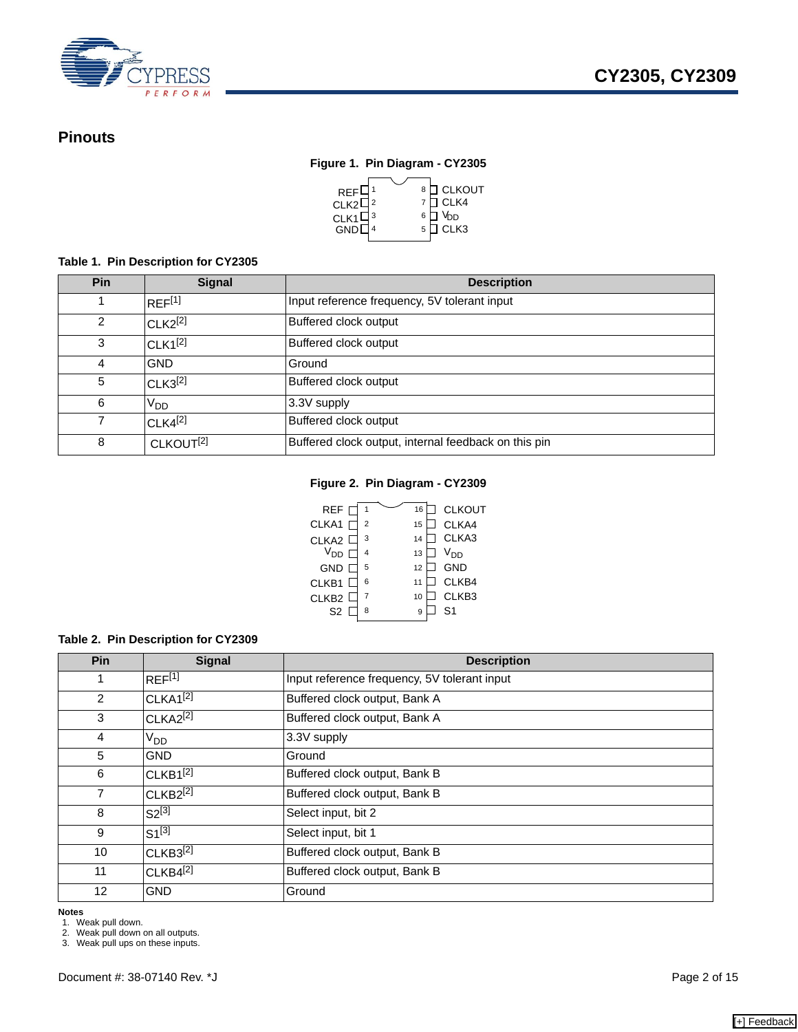## Pinouts

**Figure 1. Pin Diagram - CY2305**

| Pin | Signal | | Pin | Signal |
|---|---|---|---|---|
| 1 | REF | | 8 | CLKOUT |
| 2 | CLK2 | | 7 | CLK4 |
| 3 | CLK1 | | 6 | $V_{DD}$ |
| 4 | GND | | 5 | CLK3 |

**Table 1. Pin Description for CY2305**

| Pin | Signal | Description |
|---|---|---|
| 1 | REF[1] | Input reference frequency, 5V tolerant input |
| 2 | CLK2[2] | Buffered clock output |
| 3 | CLK1[2] | Buffered clock output |
| 4 | GND | Ground |
| 5 | CLK3[2] | Buffered clock output |
| 6 | $V_{DD}$ | 3.3V supply |
| 7 | CLK4[2] | Buffered clock output |
| 8 | CLKOUT[2] | Buffered clock output, internal feedback on this pin |

**Figure 2. Pin Diagram - CY2309**

| Pin | Signal | | Pin | Signal |
|---|---|---|---|---|
| 1 | REF | | 16 | CLKOUT |
| 2 | CLKA1 | | 15 | CLKA4 |
| 3 | CLKA2 | | 14 | CLKA3 |
| 4 | $V_{DD}$ | | 13 | $V_{DD}$ |
| 5 | GND | | 12 | GND |
| 6 | CLKB1 | | 11 | CLKB4 |
| 7 | CLKB2 | | 10 | CLKB3 |
| 8 | S2 | | 9 | S1 |

**Table 2. Pin Description for CY2309**

| Pin | Signal | Description |
|---|---|---|
| 1 | REF[1] | Input reference frequency, 5V tolerant input |
| 2 | CLKA1[2] | Buffered clock output, Bank A |
| 3 | CLKA2[2] | Buffered clock output, Bank A |
| 4 | $V_{DD}$ | 3.3V supply |
| 5 | GND | Ground |
| 6 | CLKB1[2] | Buffered clock output, Bank B |
| 7 | CLKB2[2] | Buffered clock output, Bank B |
| 8 | S2[3] | Select input, bit 2 |
| 9 | S1[3] | Select input, bit 1 |
| 10 | CLKB3[2] | Buffered clock output, Bank B |
| 11 | CLKB4[2] | Buffered clock output, Bank B |
| 12 | GND | Ground |

**Notes**
1. Weak pull down.
2. Weak pull down on all outputs.
3. Weak pull ups on these inputs.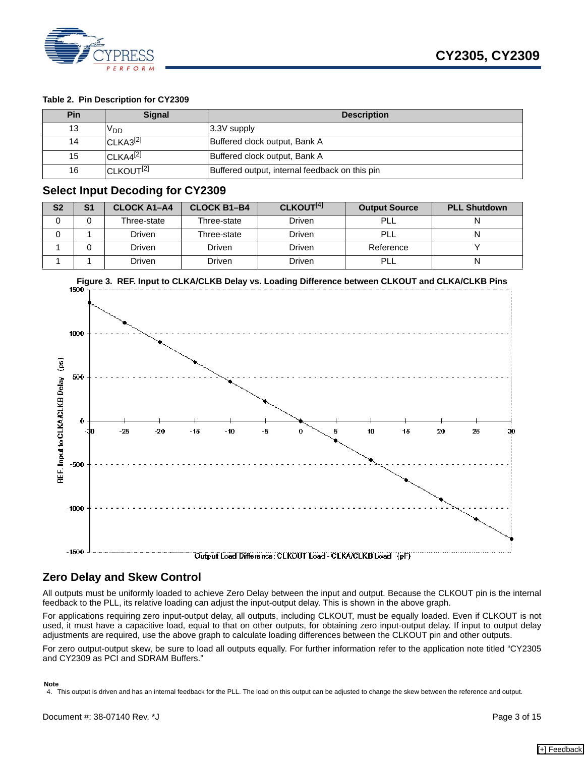**Table 2. Pin Description for CY2309**

| Pin | Signal | Description |
|---|---|---|
| 13 | $V_{DD}$ | 3.3V supply |
| 14 | CLKA3[2] | Buffered clock output, Bank A |
| 15 | CLKA4[2] | Buffered clock output, Bank A |
| 16 | CLKOUT[2] | Buffered output, internal feedback on this pin |

## Select Input Decoding for CY2309

| S2 | S1 | CLOCK A1–A4 | CLOCK B1–B4 | CLKOUT[4] | Output Source | PLL Shutdown |
|---|---|---|---|---|---|---|
| 0 | 0 | Three-state | Three-state | Driven | PLL | N |
| 0 | 1 | Driven | Three-state | Driven | PLL | N |
| 1 | 0 | Driven | Driven | Driven | Reference | Y |
| 1 | 1 | Driven | Driven | Driven | PLL | N |

**Figure 3. REF. Input to CLKA/CLKB Delay vs. Loading Difference between CLKOUT and CLKA/CLKB Pins**

## Zero Delay and Skew Control

All outputs must be uniformly loaded to achieve Zero Delay between the input and output. Because the CLKOUT pin is the internal feedback to the PLL, its relative loading can adjust the input-output delay. This is shown in the above graph.

For applications requiring zero input-output delay, all outputs, including CLKOUT, must be equally loaded. Even if CLKOUT is not used, it must have a capacitive load, equal to that on other outputs, for obtaining zero input-output delay. If input to output delay adjustments are required, use the above graph to calculate loading differences between the CLKOUT pin and other outputs.

For zero output-output skew, be sure to load all outputs equally. For further information refer to the application note titled "CY2305 and CY2309 as PCI and SDRAM Buffers."

**Note**

4. This output is driven and has an internal feedback for the PLL. The load on this output can be adjusted to change the skew between the reference and output.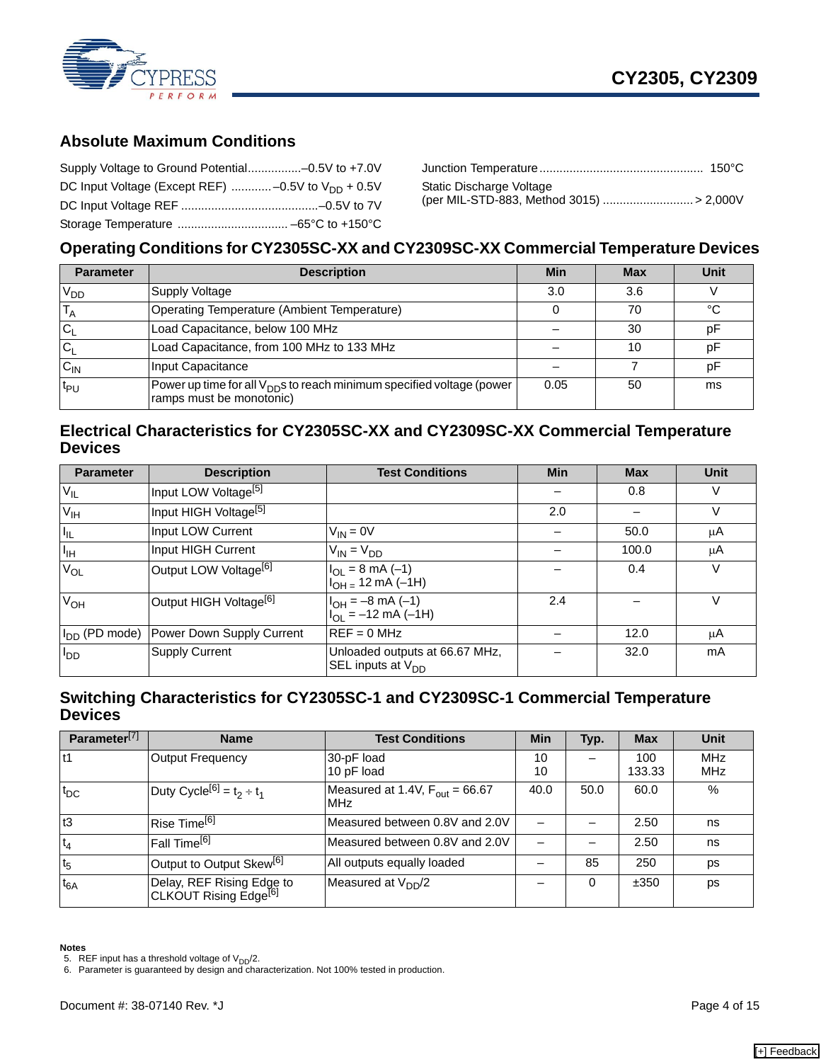## Absolute Maximum Conditions

Supply Voltage to Ground Potential................–0.5V to +7.0V

DC Input Voltage (Except REF) ............–0.5V to $V_{DD}$ + 0.5V

DC Input Voltage REF .........................................–0.5V to 7V

Storage Temperature ................................ –65°C to +150°C

Junction Temperature ................................................ 150°C

Static Discharge Voltage
(per MIL-STD-883, Method 3015) ........................... > 2,000V

## Operating Conditions for CY2305SC-XX and CY2309SC-XX Commercial Temperature Devices

| Parameter | Description | Min | Max | Unit |
|---|---|---|---|---|
| $V_{DD}$ | Supply Voltage | 3.0 | 3.6 | V |
| $T_A$ | Operating Temperature (Ambient Temperature) | 0 | 70 | °C |
| $C_L$ | Load Capacitance, below 100 MHz | – | 30 | pF |
| $C_L$ | Load Capacitance, from 100 MHz to 133 MHz | – | 10 | pF |
| $C_{IN}$ | Input Capacitance | – | 7 | pF |
| $t_{PU}$ | Power up time for all $V_{DD}$s to reach minimum specified voltage (power ramps must be monotonic) | 0.05 | 50 | ms |

## Electrical Characteristics for CY2305SC-XX and CY2309SC-XX Commercial Temperature Devices

| Parameter | Description | Test Conditions | Min | Max | Unit |
|---|---|---|---|---|---|
| $V_{IL}$ | Input LOW Voltage[5] | | – | 0.8 | V |
| $V_{IH}$ | Input HIGH Voltage[5] | | 2.0 | – | V |
| $I_{IL}$ | Input LOW Current | $V_{IN}$ = 0V | – | 50.0 | μA |
| $I_{IH}$ | Input HIGH Current | $V_{IN}$ = $V_{DD}$ | – | 100.0 | μA |
| $V_{OL}$ | Output LOW Voltage[6] | $I_{OL}$ = 8 mA (–1)<br>$I_{OH}$ = 12 mA (–1H) | – | 0.4 | V |
| $V_{OH}$ | Output HIGH Voltage[6] | $I_{OH}$ = –8 mA (–1)<br>$I_{OL}$ = –12 mA (–1H) | 2.4 | – | V |
| $I_{DD}$ (PD mode) | Power Down Supply Current | REF = 0 MHz | – | 12.0 | μA |
| $I_{DD}$ | Supply Current | Unloaded outputs at 66.67 MHz, SEL inputs at $V_{DD}$ | – | 32.0 | mA |

## Switching Characteristics for CY2305SC-1 and CY2309SC-1 Commercial Temperature Devices

| Parameter[7] | Name | Test Conditions | Min | Typ. | Max | Unit |
|---|---|---|---|---|---|---|
| t1 | Output Frequency | 30-pF load<br>10 pF load | 10<br>10 | – | 100<br>133.33 | MHz<br>MHz |
| $t_{DC}$ | Duty Cycle[6] = $t_2 \div t_1$ | Measured at 1.4V, $F_{out}$ = 66.67 MHz | 40.0 | 50.0 | 60.0 | % |
| t3 | Rise Time[6] | Measured between 0.8V and 2.0V | – | – | 2.50 | ns |
| $t_4$ | Fall Time[6] | Measured between 0.8V and 2.0V | – | – | 2.50 | ns |
| $t_5$ | Output to Output Skew[6] | All outputs equally loaded | – | 85 | 250 | ps |
| $t_{6A}$ | Delay, REF Rising Edge to CLKOUT Rising Edge[6] | Measured at $V_{DD}$/2 | – | 0 | ±350 | ps |

**Notes**

5. REF input has a threshold voltage of $V_{DD}$/2.
6. Parameter is guaranteed by design and characterization. Not 100% tested in production.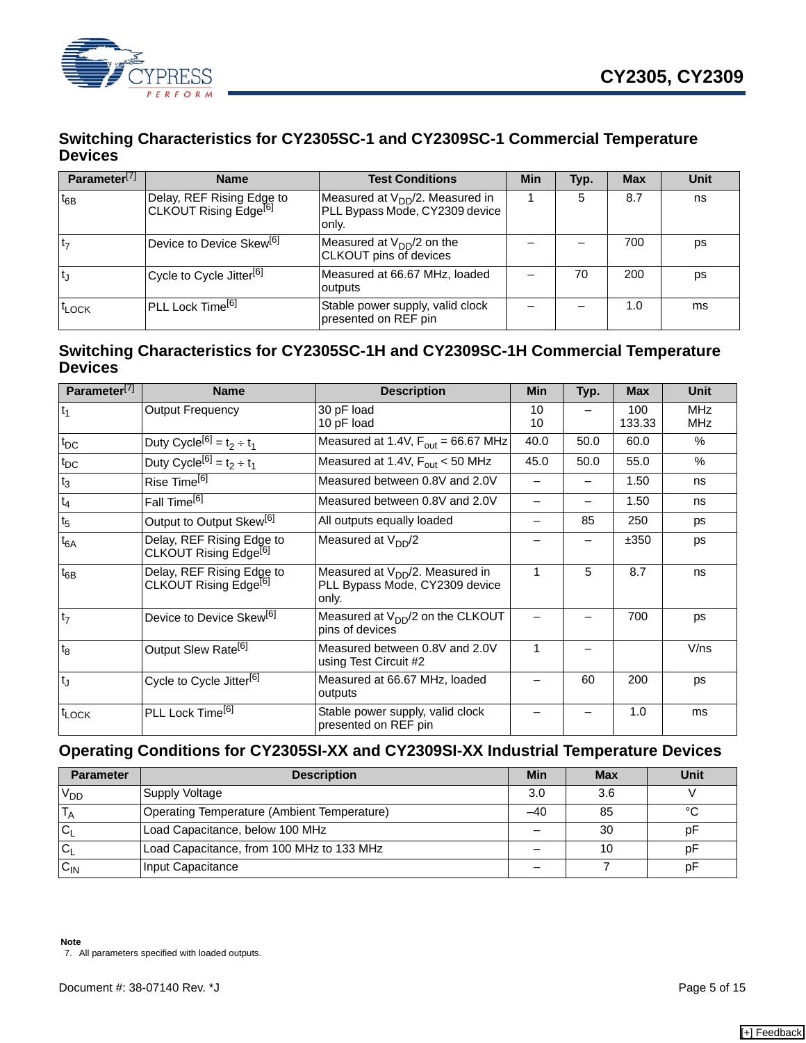## Switching Characteristics for CY2305SC-1 and CY2309SC-1 Commercial Temperature Devices

| Parameter[7] | Name | Test Conditions | Min | Typ. | Max | Unit |
|---|---|---|---|---|---|---|
| $t_{6B}$ | Delay, REF Rising Edge to CLKOUT Rising Edge[6] | Measured at $V_{DD}/2$. Measured in PLL Bypass Mode, CY2309 device only. | 1 | 5 | 8.7 | ns |
| $t_7$ | Device to Device Skew[6] | Measured at $V_{DD}/2$ on the CLKOUT pins of devices | – | – | 700 | ps |
| $t_J$ | Cycle to Cycle Jitter[6] | Measured at 66.67 MHz, loaded outputs | – | 70 | 200 | ps |
| $t_{LOCK}$ | PLL Lock Time[6] | Stable power supply, valid clock presented on REF pin | – | – | 1.0 | ms |

## Switching Characteristics for CY2305SC-1H and CY2309SC-1H Commercial Temperature Devices

| Parameter[7] | Name | Description | Min | Typ. | Max | Unit |
|---|---|---|---|---|---|---|
| $t_1$ | Output Frequency | 30 pF load<br>10 pF load | 10<br>10 | – | 100<br>133.33 | MHz<br>MHz |
| $t_{DC}$ | Duty Cycle[6] = $t_2 \div t_1$ | Measured at 1.4V, $F_{out}$ = 66.67 MHz | 40.0 | 50.0 | 60.0 | % |
| $t_{DC}$ | Duty Cycle[6] = $t_2 \div t_1$ | Measured at 1.4V, $F_{out}$ < 50 MHz | 45.0 | 50.0 | 55.0 | % |
| $t_3$ | Rise Time[6] | Measured between 0.8V and 2.0V | – | – | 1.50 | ns |
| $t_4$ | Fall Time[6] | Measured between 0.8V and 2.0V | – | – | 1.50 | ns |
| $t_5$ | Output to Output Skew[6] | All outputs equally loaded | – | 85 | 250 | ps |
| $t_{6A}$ | Delay, REF Rising Edge to CLKOUT Rising Edge[6] | Measured at $V_{DD}/2$ | – | – | ±350 | ps |
| $t_{6B}$ | Delay, REF Rising Edge to CLKOUT Rising Edge[6] | Measured at $V_{DD}/2$. Measured in PLL Bypass Mode, CY2309 device only. | 1 | 5 | 8.7 | ns |
| $t_7$ | Device to Device Skew[6] | Measured at $V_{DD}/2$ on the CLKOUT pins of devices | – | – | 700 | ps |
| $t_8$ | Output Slew Rate[6] | Measured between 0.8V and 2.0V using Test Circuit #2 | 1 | – | | V/ns |
| $t_J$ | Cycle to Cycle Jitter[6] | Measured at 66.67 MHz, loaded outputs | – | 60 | 200 | ps |
| $t_{LOCK}$ | PLL Lock Time[6] | Stable power supply, valid clock presented on REF pin | – | – | 1.0 | ms |

## Operating Conditions for CY2305SI-XX and CY2309SI-XX Industrial Temperature Devices

| Parameter | Description | Min | Max | Unit |
|---|---|---|---|---|
| $V_{DD}$ | Supply Voltage | 3.0 | 3.6 | V |
| $T_A$ | Operating Temperature (Ambient Temperature) | –40 | 85 | °C |
| $C_L$ | Load Capacitance, below 100 MHz | – | 30 | pF |
| $C_L$ | Load Capacitance, from 100 MHz to 133 MHz | – | 10 | pF |
| $C_{IN}$ | Input Capacitance | – | 7 | pF |

**Note**

7. All parameters specified with loaded outputs.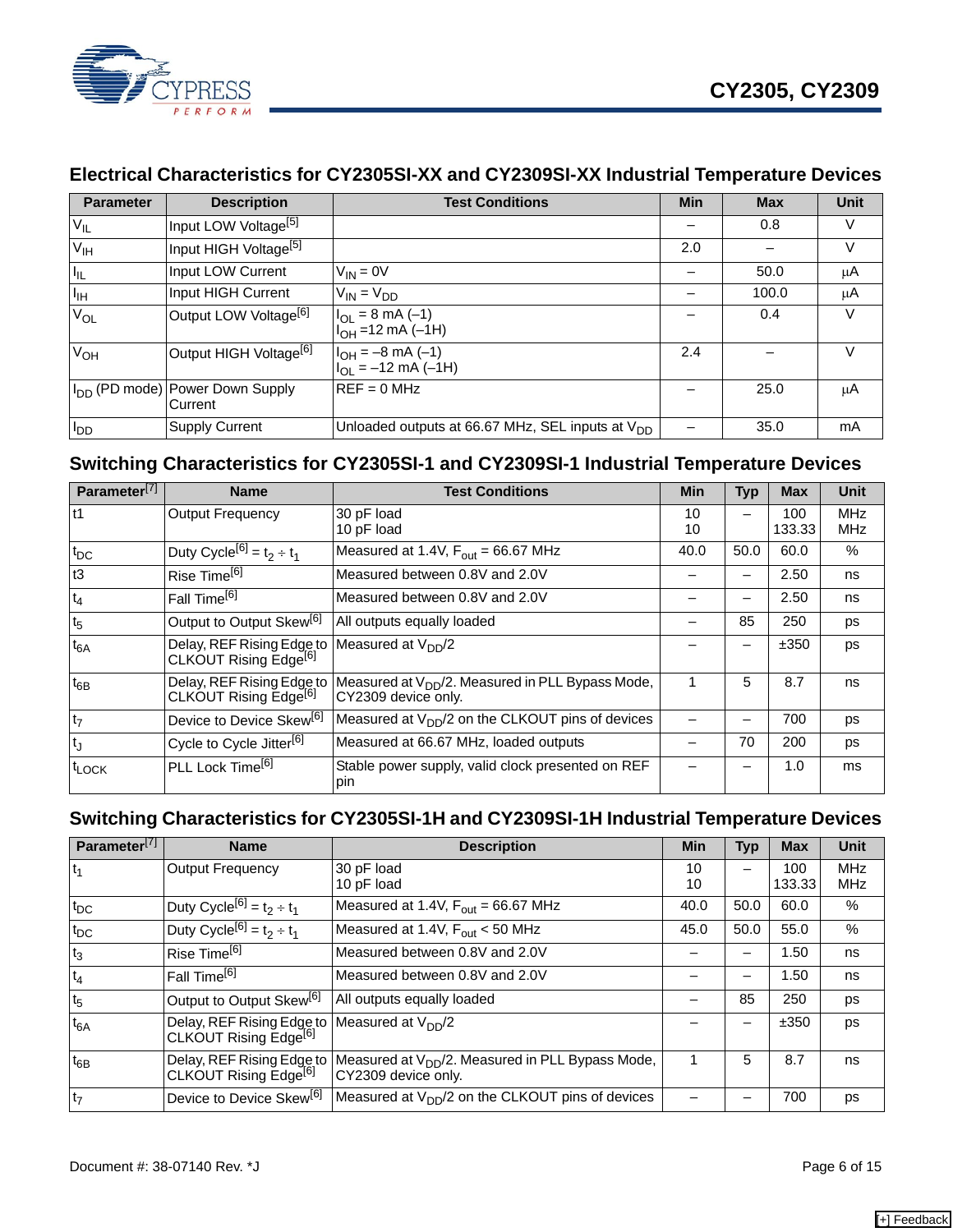## Electrical Characteristics for CY2305SI-XX and CY2309SI-XX Industrial Temperature Devices

| Parameter | Description | Test Conditions | Min | Max | Unit |
|---|---|---|---|---|---|
| $V_{IL}$ | Input LOW Voltage[5] | | – | 0.8 | V |
| $V_{IH}$ | Input HIGH Voltage[5] | | 2.0 | – | V |
| $I_{IL}$ | Input LOW Current | $V_{IN}$ = 0V | – | 50.0 | μA |
| $I_{IH}$ | Input HIGH Current | $V_{IN} = V_{DD}$ | – | 100.0 | μA |
| $V_{OL}$ | Output LOW Voltage[6] | $I_{OL}$ = 8 mA (–1)<br>$I_{OH}$ =12 mA (–1H) | – | 0.4 | V |
| $V_{OH}$ | Output HIGH Voltage[6] | $I_{OH}$ = –8 mA (–1)<br>$I_{OL}$ = –12 mA (–1H) | 2.4 | – | V |
| $I_{DD}$ (PD mode) | Power Down Supply Current | REF = 0 MHz | – | 25.0 | μA |
| $I_{DD}$ | Supply Current | Unloaded outputs at 66.67 MHz, SEL inputs at $V_{DD}$ | – | 35.0 | mA |

## Switching Characteristics for CY2305SI-1 and CY2309SI-1 Industrial Temperature Devices

| Parameter[7] | Name | Test Conditions | Min | Typ | Max | Unit |
|---|---|---|---|---|---|---|
| t1 | Output Frequency | 30 pF load<br>10 pF load | 10<br>10 | – | 100<br>133.33 | MHz<br>MHz |
| $t_{DC}$ | Duty Cycle[6] = $t_2 \div t_1$ | Measured at 1.4V, $F_{out}$ = 66.67 MHz | 40.0 | 50.0 | 60.0 | % |
| t3 | Rise Time[6] | Measured between 0.8V and 2.0V | – | – | 2.50 | ns |
| $t_4$ | Fall Time[6] | Measured between 0.8V and 2.0V | – | – | 2.50 | ns |
| $t_5$ | Output to Output Skew[6] | All outputs equally loaded | – | 85 | 250 | ps |
| $t_{6A}$ | Delay, REF Rising Edge to CLKOUT Rising Edge[6] | Measured at $V_{DD}/2$ | – | – | ±350 | ps |
| $t_{6B}$ | Delay, REF Rising Edge to CLKOUT Rising Edge[6] | Measured at $V_{DD}/2$. Measured in PLL Bypass Mode, CY2309 device only. | 1 | 5 | 8.7 | ns |
| $t_7$ | Device to Device Skew[6] | Measured at $V_{DD}/2$ on the CLKOUT pins of devices | – | – | 700 | ps |
| $t_J$ | Cycle to Cycle Jitter[6] | Measured at 66.67 MHz, loaded outputs | – | 70 | 200 | ps |
| $t_{LOCK}$ | PLL Lock Time[6] | Stable power supply, valid clock presented on REF pin | – | – | 1.0 | ms |

## Switching Characteristics for CY2305SI-1H and CY2309SI-1H Industrial Temperature Devices

| Parameter[7] | Name | Description | Min | Typ | Max | Unit |
|---|---|---|---|---|---|---|
| $t_1$ | Output Frequency | 30 pF load<br>10 pF load | 10<br>10 | – | 100<br>133.33 | MHz<br>MHz |
| $t_{DC}$ | Duty Cycle[6] = $t_2 \div t_1$ | Measured at 1.4V, $F_{out}$ = 66.67 MHz | 40.0 | 50.0 | 60.0 | % |
| $t_{DC}$ | Duty Cycle[6] = $t_2 \div t_1$ | Measured at 1.4V, $F_{out}$ < 50 MHz | 45.0 | 50.0 | 55.0 | % |
| $t_3$ | Rise Time[6] | Measured between 0.8V and 2.0V | – | – | 1.50 | ns |
| $t_4$ | Fall Time[6] | Measured between 0.8V and 2.0V | – | – | 1.50 | ns |
| $t_5$ | Output to Output Skew[6] | All outputs equally loaded | – | 85 | 250 | ps |
| $t_{6A}$ | Delay, REF Rising Edge to CLKOUT Rising Edge[6] | Measured at $V_{DD}/2$ | – | – | ±350 | ps |
| $t_{6B}$ | Delay, REF Rising Edge to CLKOUT Rising Edge[6] | Measured at $V_{DD}/2$. Measured in PLL Bypass Mode, CY2309 device only. | 1 | 5 | 8.7 | ns |
| $t_7$ | Device to Device Skew[6] | Measured at $V_{DD}/2$ on the CLKOUT pins of devices | – | – | 700 | ps |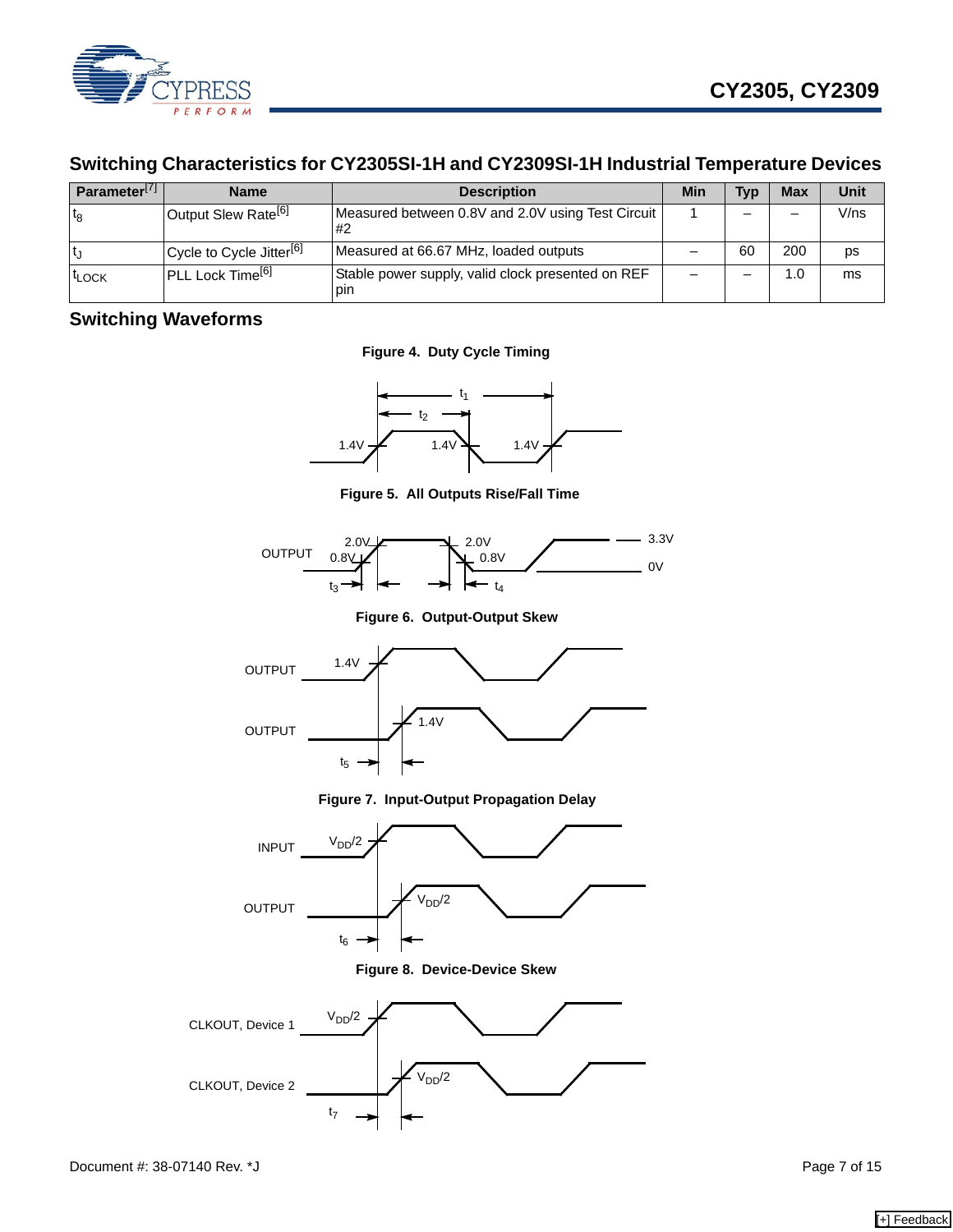## Switching Characteristics for CY2305SI-1H and CY2309SI-1H Industrial Temperature Devices

| Parameter[7] | Name | Description | Min | Typ | Max | Unit |
|---|---|---|---|---|---|---|
| $t_8$ | Output Slew Rate[6] | Measured between 0.8V and 2.0V using Test Circuit #2 | 1 | – | – | V/ns |
| $t_J$ | Cycle to Cycle Jitter[6] | Measured at 66.67 MHz, loaded outputs | – | 60 | 200 | ps |
| $t_{LOCK}$ | PLL Lock Time[6] | Stable power supply, valid clock presented on REF pin | – | – | 1.0 | ms |

## Switching Waveforms

**Figure 4. Duty Cycle Timing**

**Figure 5. All Outputs Rise/Fall Time**

**Figure 6. Output-Output Skew**

**Figure 7. Input-Output Propagation Delay**

**Figure 8. Device-Device Skew**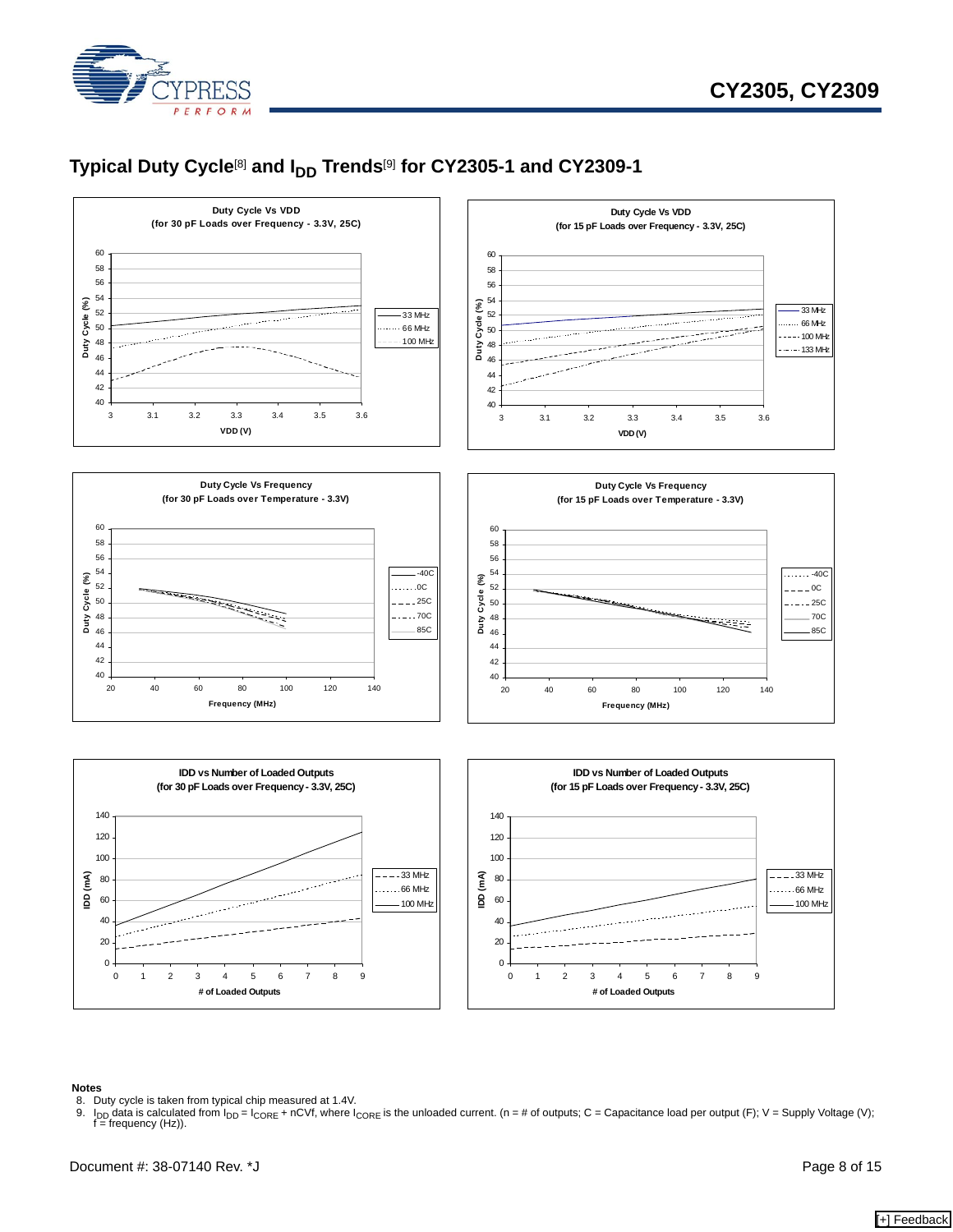## Typical Duty Cycle[8] and $I_{DD}$ Trends[9] for CY2305-1 and CY2309-1

**Duty Cycle Vs VDD (for 30 pF Loads over Frequency - 3.3V, 25C)**

**Duty Cycle Vs VDD (for 15 pF Loads over Frequency - 3.3V, 25C)**

**Duty Cycle Vs Frequency (for 30 pF Loads over Temperature - 3.3V)**

**Duty Cycle Vs Frequency (for 15 pF Loads over Temperature - 3.3V)**

**IDD vs Number of Loaded Outputs (for 30 pF Loads over Frequency - 3.3V, 25C)**

**IDD vs Number of Loaded Outputs (for 15 pF Loads over Frequency - 3.3V, 25C)**

**Notes**

8. Duty cycle is taken from typical chip measured at 1.4V.
9. $I_{DD}$ data is calculated from $I_{DD} = I_{CORE} + nCVf$, where $I_{CORE}$ is the unloaded current. (n = # of outputs; C = Capacitance load per output (F); V = Supply Voltage (V); f = frequency (Hz)).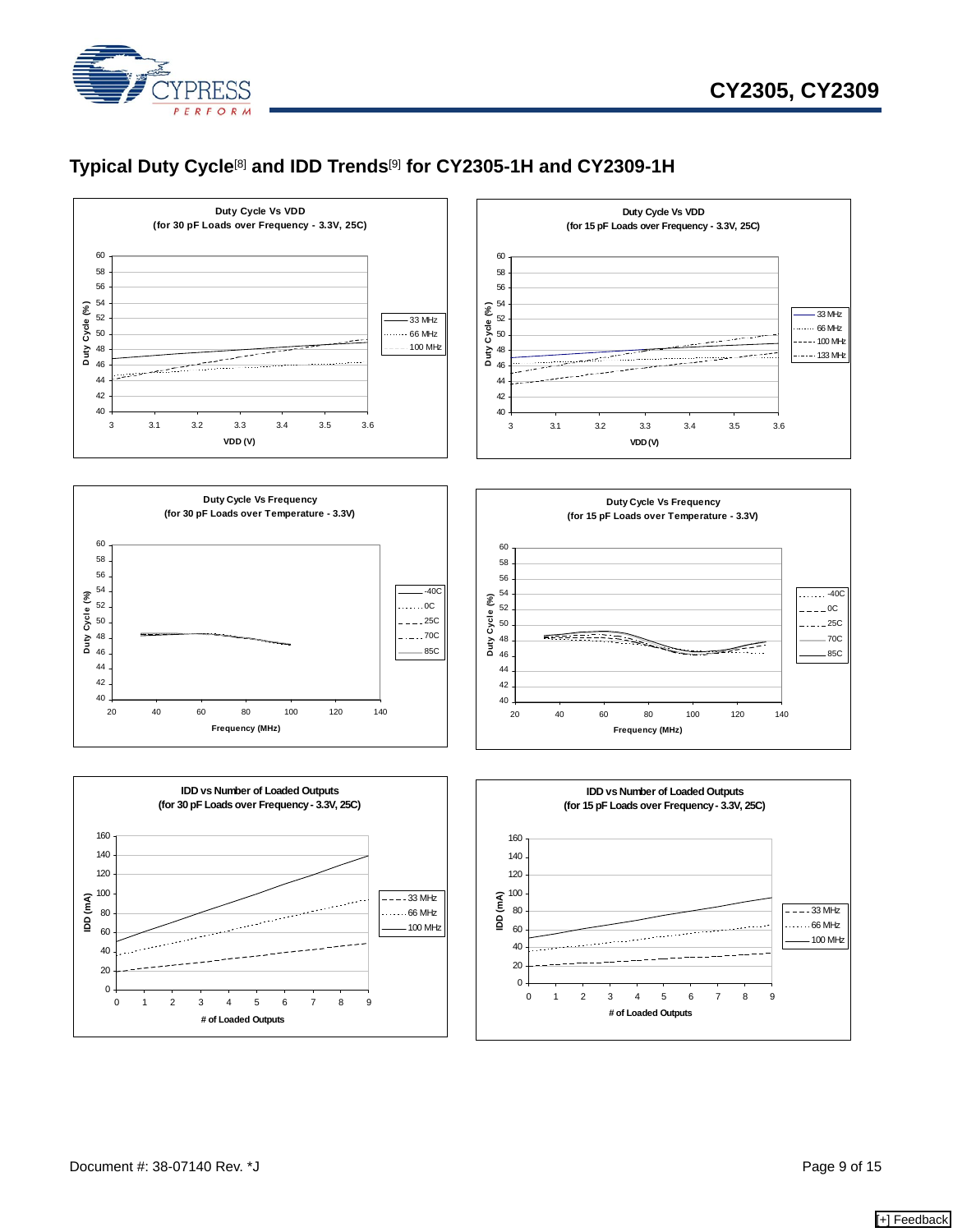## Typical Duty Cycle[8] and IDD Trends[9] for CY2305-1H and CY2309-1H

**Duty Cycle Vs VDD**
**(for 30 pF Loads over Frequency - 3.3V, 25C)**

Duty Cycle (%) vs VDD (V); legend: 33 MHz, 66 MHz, 100 MHz

**Duty Cycle Vs VDD**
**(for 15 pF Loads over Frequency - 3.3V, 25C)**

Duty Cycle (%) vs VDD (V); legend: 33 MHz, 66 MHz, 100 MHz, 133 MHz

**Duty Cycle Vs Frequency**
**(for 30 pF Loads over Temperature - 3.3V)**

Duty Cycle (%) vs Frequency (MHz); legend: -40C, 0C, 25C, 70C, 85C

**Duty Cycle Vs Frequency**
**(for 15 pF Loads over Temperature - 3.3V)**

Duty Cycle (%) vs Frequency (MHz); legend: -40C, 0C, 25C, 70C, 85C

**IDD vs Number of Loaded Outputs**
**(for 30 pF Loads over Frequency - 3.3V, 25C)**

IDD (mA) vs # of Loaded Outputs; legend: 33 MHz, 66 MHz, 100 MHz

**IDD vs Number of Loaded Outputs**
**(for 15 pF Loads over Frequency - 3.3V, 25C)**

IDD (mA) vs # of Loaded Outputs; legend: 33 MHz, 66 MHz, 100 MHz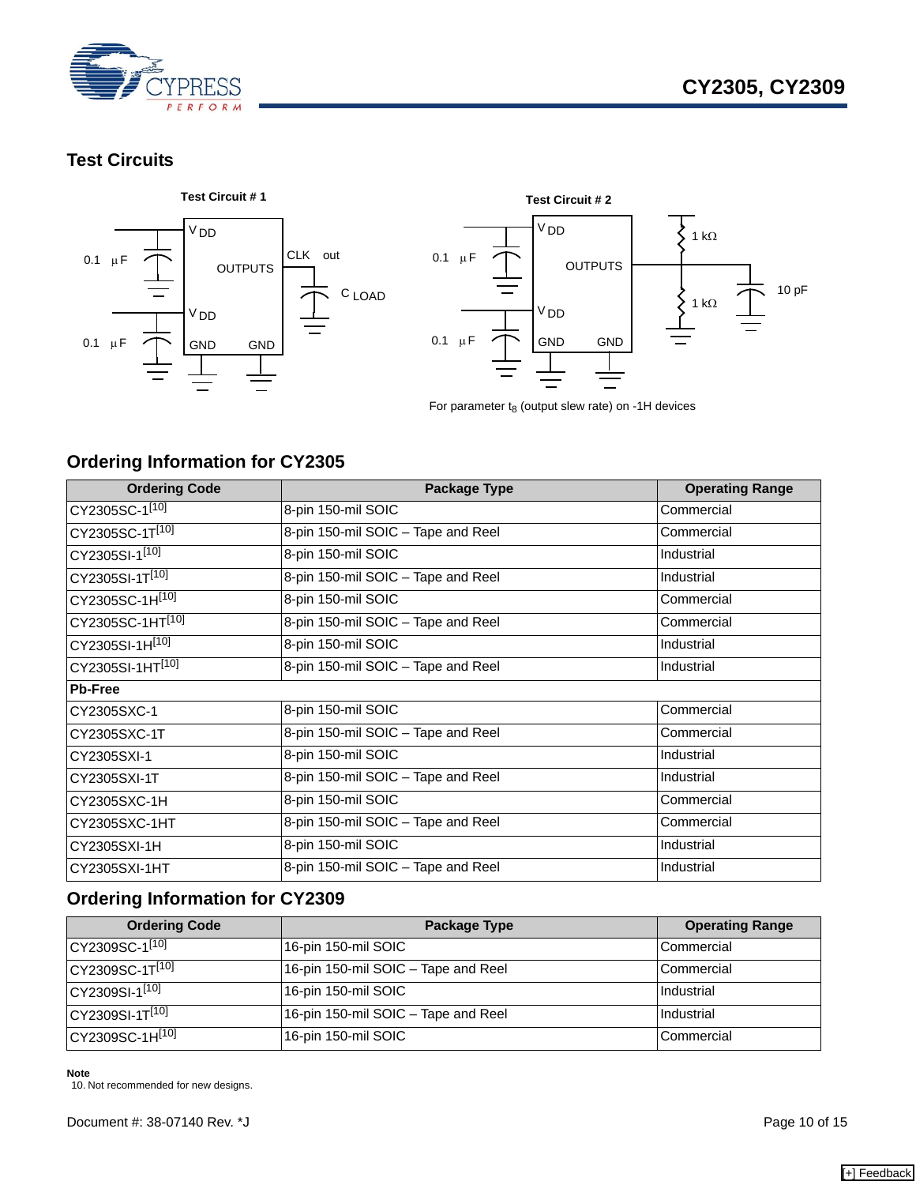## Test Circuits

Test Circuit # 1

Test Circuit # 2

For parameter $t_8$ (output slew rate) on -1H devices

## Ordering Information for CY2305

| Ordering Code | Package Type | Operating Range |
|---|---|---|
| CY2305SC-1[10] | 8-pin 150-mil SOIC | Commercial |
| CY2305SC-1T[10] | 8-pin 150-mil SOIC – Tape and Reel | Commercial |
| CY2305SI-1[10] | 8-pin 150-mil SOIC | Industrial |
| CY2305SI-1T[10] | 8-pin 150-mil SOIC – Tape and Reel | Industrial |
| CY2305SC-1H[10] | 8-pin 150-mil SOIC | Commercial |
| CY2305SC-1HT[10] | 8-pin 150-mil SOIC – Tape and Reel | Commercial |
| CY2305SI-1H[10] | 8-pin 150-mil SOIC | Industrial |
| CY2305SI-1HT[10] | 8-pin 150-mil SOIC – Tape and Reel | Industrial |
| **Pb-Free** | | |
| CY2305SXC-1 | 8-pin 150-mil SOIC | Commercial |
| CY2305SXC-1T | 8-pin 150-mil SOIC – Tape and Reel | Commercial |
| CY2305SXI-1 | 8-pin 150-mil SOIC | Industrial |
| CY2305SXI-1T | 8-pin 150-mil SOIC – Tape and Reel | Industrial |
| CY2305SXC-1H | 8-pin 150-mil SOIC | Commercial |
| CY2305SXC-1HT | 8-pin 150-mil SOIC – Tape and Reel | Commercial |
| CY2305SXI-1H | 8-pin 150-mil SOIC | Industrial |
| CY2305SXI-1HT | 8-pin 150-mil SOIC – Tape and Reel | Industrial |

## Ordering Information for CY2309

| Ordering Code | Package Type | Operating Range |
|---|---|---|
| CY2309SC-1[10] | 16-pin 150-mil SOIC | Commercial |
| CY2309SC-1T[10] | 16-pin 150-mil SOIC – Tape and Reel | Commercial |
| CY2309SI-1[10] | 16-pin 150-mil SOIC | Industrial |
| CY2309SI-1T[10] | 16-pin 150-mil SOIC – Tape and Reel | Industrial |
| CY2309SC-1H[10] | 16-pin 150-mil SOIC | Commercial |

**Note**

10. Not recommended for new designs.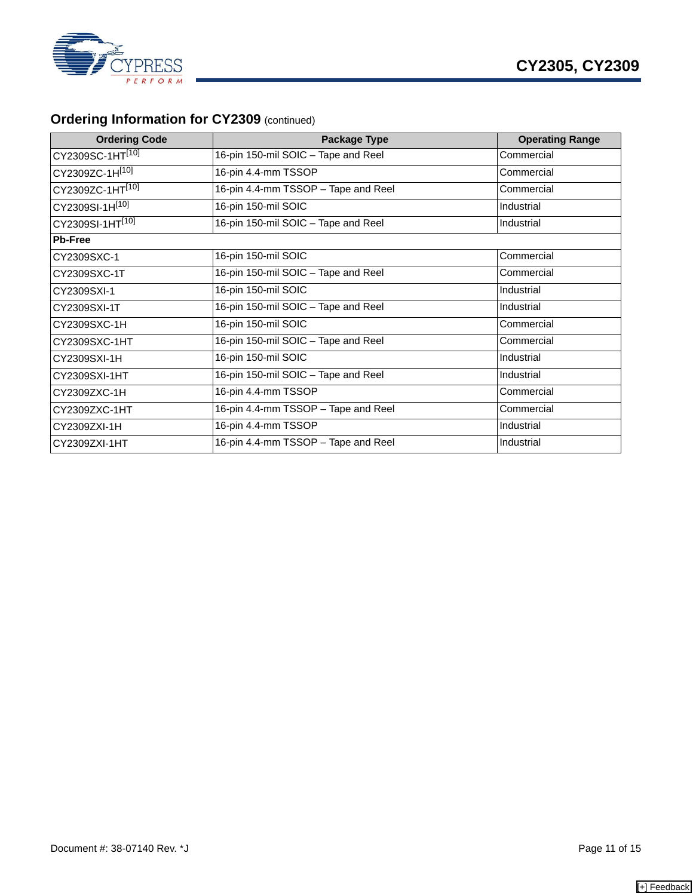## Ordering Information for CY2309 (continued)

| Ordering Code | Package Type | Operating Range |
|---|---|---|
| CY2309SC-1HT[10] | 16-pin 150-mil SOIC – Tape and Reel | Commercial |
| CY2309ZC-1H[10] | 16-pin 4.4-mm TSSOP | Commercial |
| CY2309ZC-1HT[10] | 16-pin 4.4-mm TSSOP – Tape and Reel | Commercial |
| CY2309SI-1H[10] | 16-pin 150-mil SOIC | Industrial |
| CY2309SI-1HT[10] | 16-pin 150-mil SOIC – Tape and Reel | Industrial |
| **Pb-Free** | | |
| CY2309SXC-1 | 16-pin 150-mil SOIC | Commercial |
| CY2309SXC-1T | 16-pin 150-mil SOIC – Tape and Reel | Commercial |
| CY2309SXI-1 | 16-pin 150-mil SOIC | Industrial |
| CY2309SXI-1T | 16-pin 150-mil SOIC – Tape and Reel | Industrial |
| CY2309SXC-1H | 16-pin 150-mil SOIC | Commercial |
| CY2309SXC-1HT | 16-pin 150-mil SOIC – Tape and Reel | Commercial |
| CY2309SXI-1H | 16-pin 150-mil SOIC | Industrial |
| CY2309SXI-1HT | 16-pin 150-mil SOIC – Tape and Reel | Industrial |
| CY2309ZXC-1H | 16-pin 4.4-mm TSSOP | Commercial |
| CY2309ZXC-1HT | 16-pin 4.4-mm TSSOP – Tape and Reel | Commercial |
| CY2309ZXI-1H | 16-pin 4.4-mm TSSOP | Industrial |
| CY2309ZXI-1HT | 16-pin 4.4-mm TSSOP – Tape and Reel | Industrial |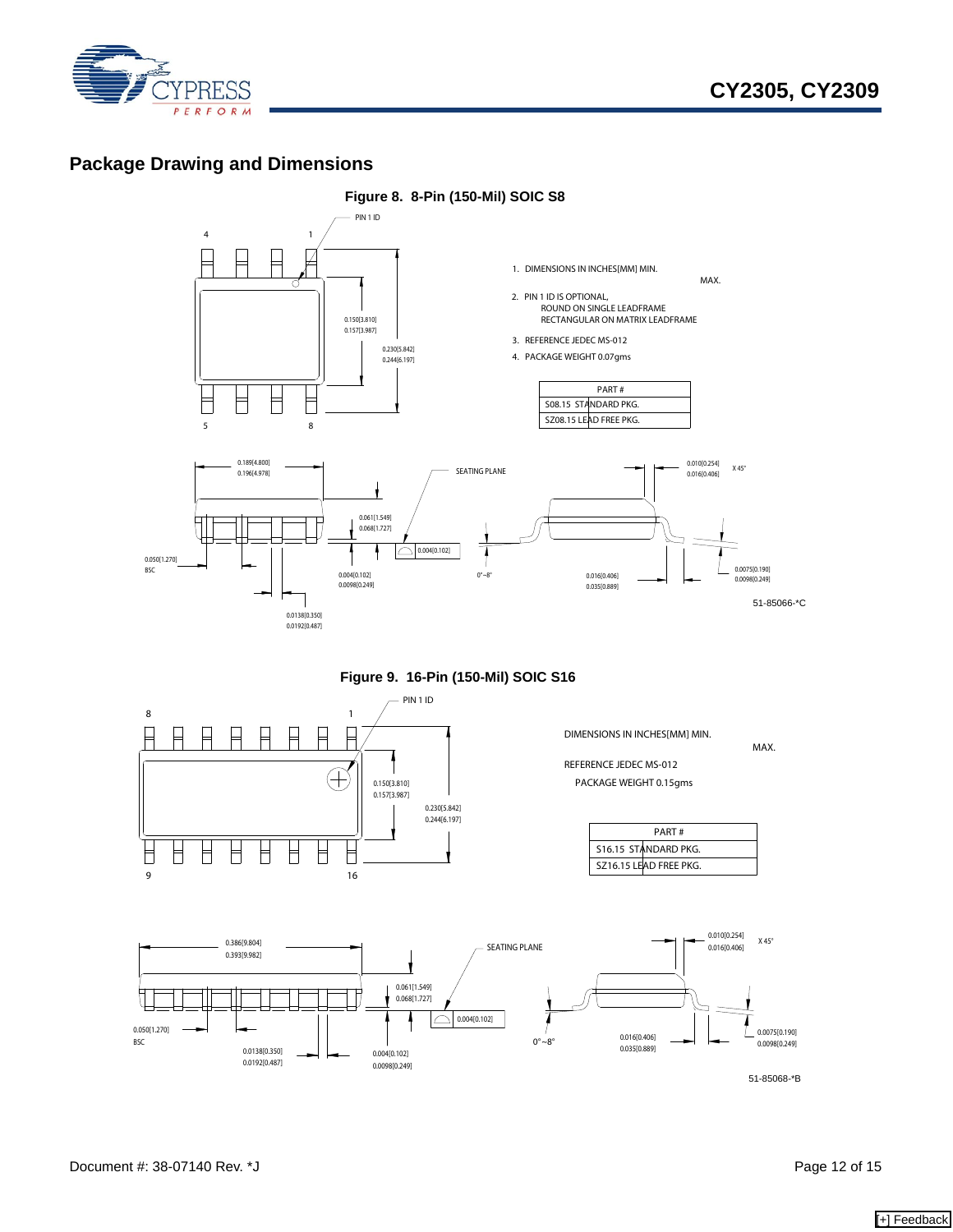## Package Drawing and Dimensions

**Figure 8. 8-Pin (150-Mil) SOIC S8**

PIN 1 ID

4 1

5 8

0.150[3.810]
0.157[3.987]

0.230[5.842]
0.244[6.197]

1. DIMENSIONS IN INCHES[MM] MIN. MAX.
2. PIN 1 ID IS OPTIONAL, ROUND ON SINGLE LEADFRAME RECTANGULAR ON MATRIX LEADFRAME
3. REFERENCE JEDEC MS-012
4. PACKAGE WEIGHT 0.07gms

| PART # |
|---|
| S08.15 STANDARD PKG. |
| SZ08.15 LEAD FREE PKG. |

0.189[4.800]
0.196[4.978]

SEATING PLANE

0.010[0.254]
0.016[0.406] X 45°

0.061[1.549]
0.068[1.727]

0.004[0.102]

0.050[1.270] BSC

0.004[0.102]
0.0098[0.249]

0°~8°

0.016[0.406]
0.035[0.889]

0.0075[0.190]
0.0098[0.249]

0.0138[0.350]
0.0192[0.487]

51-85066-*C

**Figure 9. 16-Pin (150-Mil) SOIC S16**

PIN 1 ID

8 1

9 16

0.150[3.810]
0.157[3.987]

0.230[5.842]
0.244[6.197]

DIMENSIONS IN INCHES[MM] MIN. MAX.

REFERENCE JEDEC MS-012

PACKAGE WEIGHT 0.15gms

| PART # |
|---|
| S16.15 STANDARD PKG. |
| SZ16.15 LEAD FREE PKG. |

0.386[9.804]
0.393[9.982]

SEATING PLANE

0.010[0.254]
0.016[0.406] X 45°

0.061[1.549]
0.068[1.727]

0.004[0.102]

0.050[1.270] BSC

0.0138[0.350]
0.0192[0.487]

0.004[0.102]
0.0098[0.249]

0°~8°

0.016[0.406]
0.035[0.889]

0.0075[0.190]
0.0098[0.249]

51-85068-*B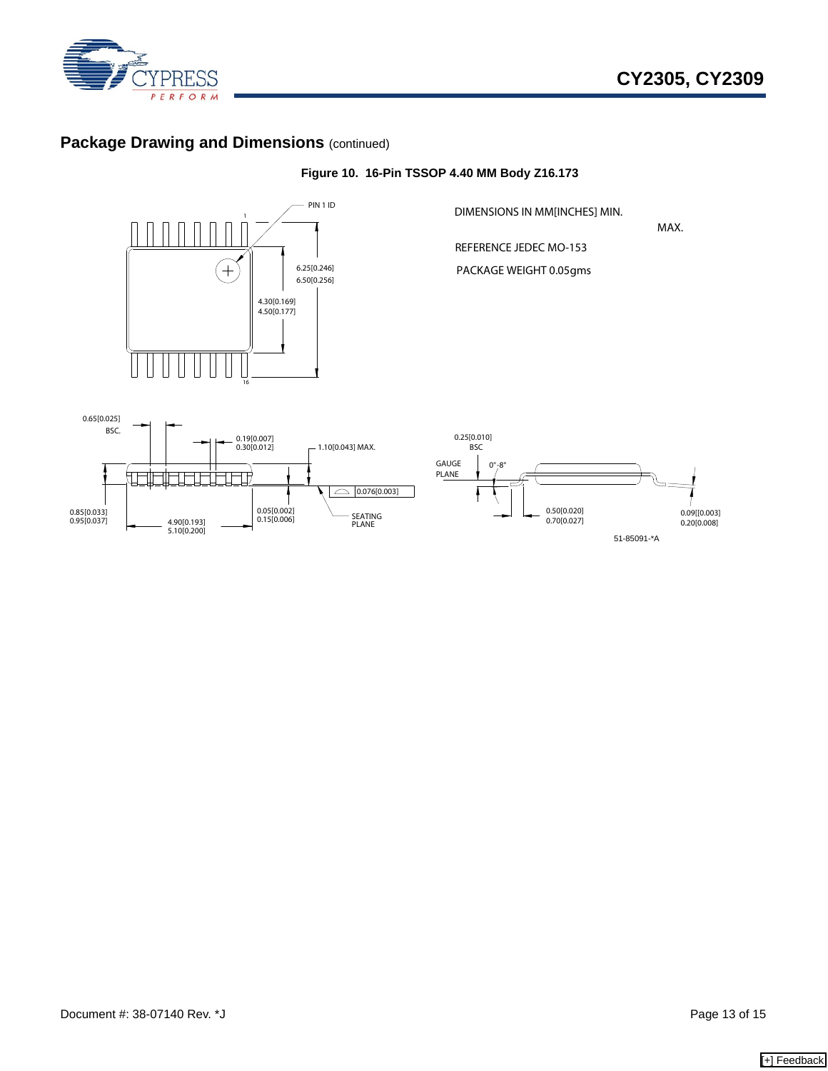## Package Drawing and Dimensions (continued)

**Figure 10. 16-Pin TSSOP 4.40 MM Body Z16.173**

PIN 1 ID

1

16

6.25[0.246]
6.50[0.256]

4.30[0.169]
4.50[0.177]

DIMENSIONS IN MM[INCHES] MIN.
MAX.

REFERENCE JEDEC MO-153

PACKAGE WEIGHT 0.05gms

0.65[0.025]
BSC.

0.19[0.007]
0.30[0.012]

1.10[0.043] MAX.

0.076[0.003]

0.85[0.033]
0.95[0.037]

4.90[0.193]
5.10[0.200]

0.05[0.002]
0.15[0.006]

SEATING
PLANE

0.25[0.010]
BSC

GAUGE
PLANE

0°-8°

0.50[0.020]
0.70[0.027]

0.09[[0.003]
0.20[0.008]

51-85091-*A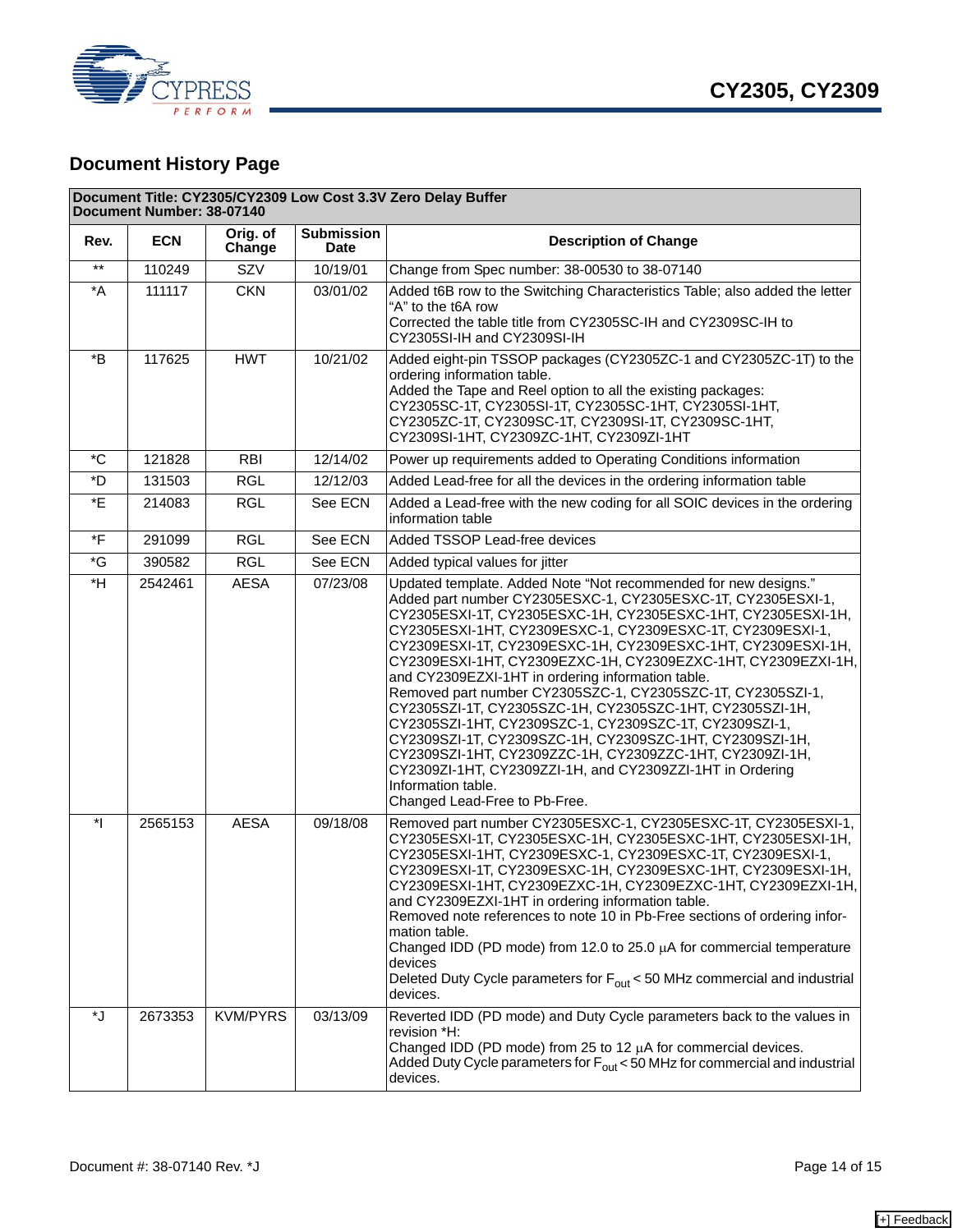## Document History Page

| Document Title: CY2305/CY2309 Low Cost 3.3V Zero Delay Buffer<br>Document Number: 38-07140 | | | | |
|---|---|---|---|---|
| **Rev.** | **ECN** | **Orig. of Change** | **Submission Date** | **Description of Change** |
| ** | 110249 | SZV | 10/19/01 | Change from Spec number: 38-00530 to 38-07140 |
| *A | 111117 | CKN | 03/01/02 | Added t6B row to the Switching Characteristics Table; also added the letter "A" to the t6A row<br>Corrected the table title from CY2305SC-IH and CY2309SC-IH to CY2305SI-IH and CY2309SI-IH |
| *B | 117625 | HWT | 10/21/02 | Added eight-pin TSSOP packages (CY2305ZC-1 and CY2305ZC-1T) to the ordering information table.<br>Added the Tape and Reel option to all the existing packages: CY2305SC-1T, CY2305SI-1T, CY2305SC-1HT, CY2305SI-1HT, CY2305ZC-1T, CY2309SC-1T, CY2309SI-1T, CY2309SC-1HT, CY2309SI-1HT, CY2309ZC-1HT, CY2309ZI-1HT |
| *C | 121828 | RBI | 12/14/02 | Power up requirements added to Operating Conditions information |
| *D | 131503 | RGL | 12/12/03 | Added Lead-free for all the devices in the ordering information table |
| *E | 214083 | RGL | See ECN | Added a Lead-free with the new coding for all SOIC devices in the ordering information table |
| *F | 291099 | RGL | See ECN | Added TSSOP Lead-free devices |
| *G | 390582 | RGL | See ECN | Added typical values for jitter |
| *H | 2542461 | AESA | 07/23/08 | Updated template. Added Note "Not recommended for new designs."<br>Added part number CY2305ESXC-1, CY2305ESXC-1T, CY2305ESXI-1, CY2305ESXI-1T, CY2305ESXC-1H, CY2305ESXC-1HT, CY2305ESXI-1H, CY2305ESXI-1HT, CY2309ESXC-1, CY2309ESXC-1T, CY2309ESXI-1, CY2309ESXI-1T, CY2309ESXC-1H, CY2309ESXC-1HT, CY2309ESXI-1H, CY2309ESXI-1HT, CY2309EZXC-1H, CY2309EZXC-1HT, CY2309EZXI-1H, and CY2309EZXI-1HT in ordering information table.<br>Removed part number CY2305SZC-1, CY2305SZC-1T, CY2305SZI-1, CY2305SZI-1T, CY2305SZC-1H, CY2305SZC-1HT, CY2305SZI-1H, CY2305SZI-1HT, CY2309SZC-1, CY2309SZC-1T, CY2309SZI-1, CY2309SZI-1T, CY2309SZC-1H, CY2309SZC-1HT, CY2309SZI-1H, CY2309SZI-1HT, CY2309ZZC-1H, CY2309ZZC-1HT, CY2309ZI-1H, CY2309ZI-1HT, CY2309ZZI-1H, and CY2309ZZI-1HT in Ordering Information table.<br>Changed Lead-Free to Pb-Free. |
| *I | 2565153 | AESA | 09/18/08 | Removed part number CY2305ESXC-1, CY2305ESXC-1T, CY2305ESXI-1, CY2305ESXI-1T, CY2305ESXC-1H, CY2305ESXC-1HT, CY2305ESXI-1H, CY2305ESXI-1HT, CY2309ESXC-1, CY2309ESXC-1T, CY2309ESXI-1, CY2309ESXI-1T, CY2309ESXC-1H, CY2309ESXC-1HT, CY2309ESXI-1H, CY2309ESXI-1HT, CY2309EZXC-1H, CY2309EZXC-1HT, CY2309EZXI-1H, and CY2309EZXI-1HT in ordering information table.<br>Removed note references to note 10 in Pb-Free sections of ordering information table.<br>Changed IDD (PD mode) from 12.0 to 25.0 µA for commercial temperature devices<br>Deleted Duty Cycle parameters for $F_{out}$ < 50 MHz commercial and industrial devices. |
| *J | 2673353 | KVM/PYRS | 03/13/09 | Reverted IDD (PD mode) and Duty Cycle parameters back to the values in revision *H:<br>Changed IDD (PD mode) from 25 to 12 µA for commercial devices.<br>Added Duty Cycle parameters for $F_{out}$ < 50 MHz for commercial and industrial devices. |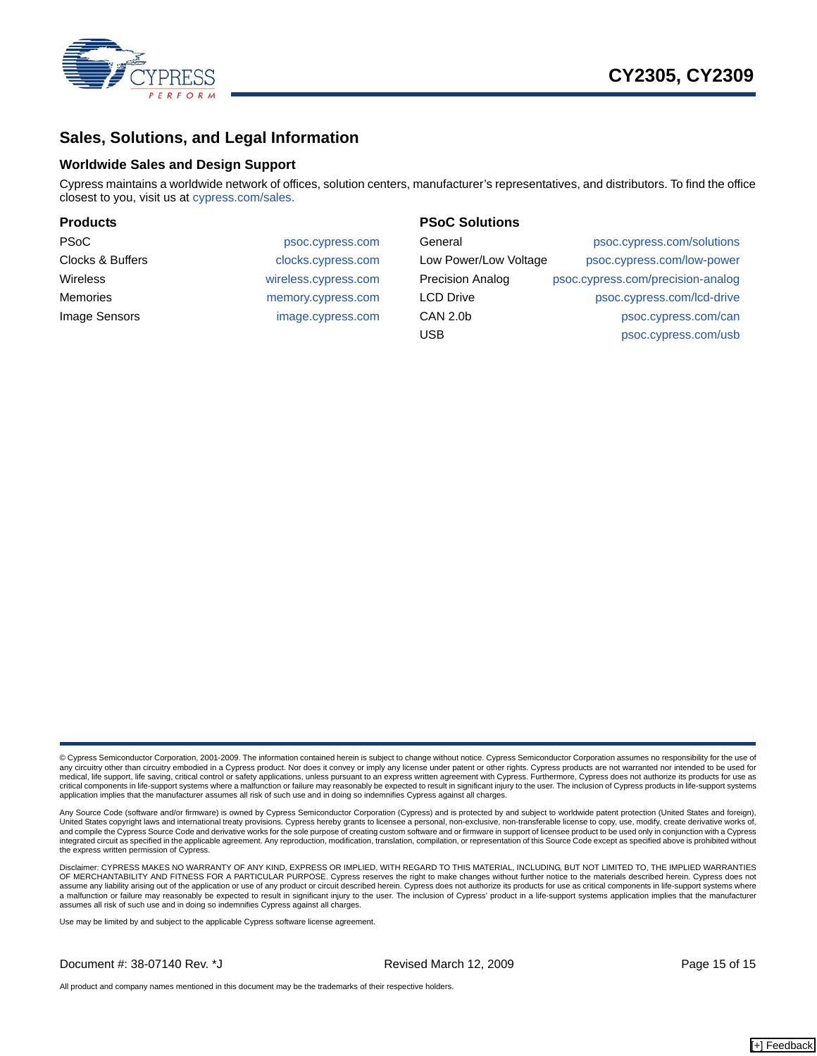## Sales, Solutions, and Legal Information

### Worldwide Sales and Design Support

Cypress maintains a worldwide network of offices, solution centers, manufacturer's representatives, and distributors. To find the office closest to you, visit us at cypress.com/sales.

| Products | |
|---|---|
| PSoC | psoc.cypress.com |
| Clocks & Buffers | clocks.cypress.com |
| Wireless | wireless.cypress.com |
| Memories | memory.cypress.com |
| Image Sensors | image.cypress.com |

| PSoC Solutions | |
|---|---|
| General | psoc.cypress.com/solutions |
| Low Power/Low Voltage | psoc.cypress.com/low-power |
| Precision Analog | psoc.cypress.com/precision-analog |
| LCD Drive | psoc.cypress.com/lcd-drive |
| CAN 2.0b | psoc.cypress.com/can |
| USB | psoc.cypress.com/usb |

© Cypress Semiconductor Corporation, 2001-2009. The information contained herein is subject to change without notice. Cypress Semiconductor Corporation assumes no responsibility for the use of any circuitry other than circuitry embodied in a Cypress product. Nor does it convey or imply any license under patent or other rights. Cypress products are not warranted nor intended to be used for medical, life support, life saving, critical control or safety applications, unless pursuant to an express written agreement with Cypress. Furthermore, Cypress does not authorize its products for use as critical components in life-support systems where a malfunction or failure may reasonably be expected to result in significant injury to the user. The inclusion of Cypress products in life-support systems application implies that the manufacturer assumes all risk of such use and in doing so indemnifies Cypress against all charges.

Any Source Code (software and/or firmware) is owned by Cypress Semiconductor Corporation (Cypress) and is protected by and subject to worldwide patent protection (United States and foreign), United States copyright laws and international treaty provisions. Cypress hereby grants to licensee a personal, non-exclusive, non-transferable license to copy, use, modify, create derivative works of, and compile the Cypress Source Code and derivative works for the sole purpose of creating custom software and or firmware in support of licensee product to be used only in conjunction with a Cypress integrated circuit as specified in the applicable agreement. Any reproduction, modification, translation, compilation, or representation of this Source Code except as specified above is prohibited without the express written permission of Cypress.

Disclaimer: CYPRESS MAKES NO WARRANTY OF ANY KIND, EXPRESS OR IMPLIED, WITH REGARD TO THIS MATERIAL, INCLUDING, BUT NOT LIMITED TO, THE IMPLIED WARRANTIES OF MERCHANTABILITY AND FITNESS FOR A PARTICULAR PURPOSE. Cypress reserves the right to make changes without further notice to the materials described herein. Cypress does not assume any liability arising out of the application or use of any product or circuit described herein. Cypress does not authorize its products for use as critical components in life-support systems where a malfunction or failure may reasonably be expected to result in significant injury to the user. The inclusion of Cypress' product in a life-support systems application implies that the manufacturer assumes all risk of such use and in doing so indemnifies Cypress against all charges.

Use may be limited by and subject to the applicable Cypress software license agreement.

Document #: 38-07140 Rev. *J    Revised March 12, 2009

All product and company names mentioned in this document may be the trademarks of their respective holders.